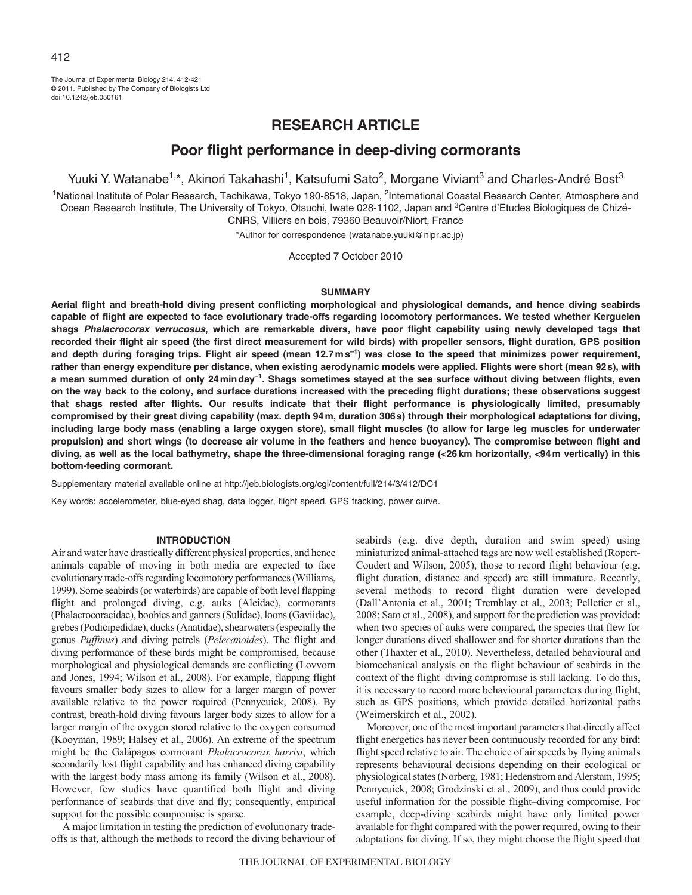The Journal of Experimental Biology 214, 412-421
© 2011. Published by The Company of Biologists Ltd
doi:10.1242/jeb.050161

RESEARCH ARTICLE

# Poor flight performance in deep-diving cormorants

Yuuki Y. Watanabe[1,*], Akinori Takahashi[1], Katsufumi Sato[2], Morgane Viviant[3] and Charles-André Bost[3]

[1]National Institute of Polar Research, Tachikawa, Tokyo 190-8518, Japan, [2]International Coastal Research Center, Atmosphere and Ocean Research Institute, The University of Tokyo, Otsuchi, Iwate 028-1102, Japan and [3]Centre d'Etudes Biologiques de Chizé-CNRS, Villiers en bois, 79360 Beauvoir/Niort, France

*Author for correspondence (watanabe.yuuki@nipr.ac.jp)

Accepted 7 October 2010

## SUMMARY

**Aerial flight and breath-hold diving present conflicting morphological and physiological demands, and hence diving seabirds capable of flight are expected to face evolutionary trade-offs regarding locomotory performances. We tested whether Kerguelen shags *Phalacrocorax verrucosus*, which are remarkable divers, have poor flight capability using newly developed tags that recorded their flight air speed (the first direct measurement for wild birds) with propeller sensors, flight duration, GPS position and depth during foraging trips. Flight air speed (mean 12.7 m s$^{-1}$) was close to the speed that minimizes power requirement, rather than energy expenditure per distance, when existing aerodynamic models were applied. Flights were short (mean 92 s), with a mean summed duration of only 24 min day$^{-1}$. Shags sometimes stayed at the sea surface without diving between flights, even on the way back to the colony, and surface durations increased with the preceding flight durations; these observations suggest that shags rested after flights. Our results indicate that their flight performance is physiologically limited, presumably compromised by their great diving capability (max. depth 94 m, duration 306 s) through their morphological adaptations for diving, including large body mass (enabling a large oxygen store), small flight muscles (to allow for large leg muscles for underwater propulsion) and short wings (to decrease air volume in the feathers and hence buoyancy). The compromise between flight and diving, as well as the local bathymetry, shape the three-dimensional foraging range (<26 km horizontally, <94 m vertically) in this bottom-feeding cormorant.**

Supplementary material available online at http://jeb.biologists.org/cgi/content/full/214/3/412/DC1

Key words: accelerometer, blue-eyed shag, data logger, flight speed, GPS tracking, power curve.

## INTRODUCTION

Air and water have drastically different physical properties, and hence animals capable of moving in both media are expected to face evolutionary trade-offs regarding locomotory performances (Williams, 1999). Some seabirds (or waterbirds) are capable of both level flapping flight and prolonged diving, e.g. auks (Alcidae), cormorants (Phalacrocoracidae), boobies and gannets (Sulidae), loons (Gaviidae), grebes (Podicipedidae), ducks (Anatidae), shearwaters (especially the genus *Puffinus*) and diving petrels (*Pelecanoides*). The flight and diving performance of these birds might be compromised, because morphological and physiological demands are conflicting (Lovvorn and Jones, 1994; Wilson et al., 2008). For example, flapping flight favours smaller body sizes to allow for a larger margin of power available relative to the power required (Pennycuick, 2008). By contrast, breath-hold diving favours larger body sizes to allow for a larger margin of the oxygen stored relative to the oxygen consumed (Kooyman, 1989; Halsey et al., 2006). An extreme of the spectrum might be the Galápagos cormorant *Phalacrocorax harrisi*, which secondarily lost flight capability and has enhanced diving capability with the largest body mass among its family (Wilson et al., 2008). However, few studies have quantified both flight and diving performance of seabirds that dive and fly; consequently, empirical support for the possible compromise is sparse.

A major limitation in testing the prediction of evolutionary trade-offs is that, although the methods to record the diving behaviour of seabirds (e.g. dive depth, duration and swim speed) using miniaturized animal-attached tags are now well established (Ropert-Coudert and Wilson, 2005), those to record flight behaviour (e.g. flight duration, distance and speed) are still immature. Recently, several methods to record flight behaviour were developed (Dall'Antonia et al., 2001; Tremblay et al., 2003; Pelletier et al., 2008; Sato et al., 2008), and support for the prediction was provided: when two species of auks were compared, the species that flew for longer durations dived shallower and for shorter durations than the other (Thaxter et al., 2010). Nevertheless, detailed behavioural and biomechanical analysis on the flight behaviour of seabirds in the context of the flight–diving compromise is still lacking. To do this, it is necessary to record more behavioural parameters during flight, such as GPS positions, which provide detailed horizontal paths (Weimerskirch et al., 2002).

Moreover, one of the most important parameters that directly affect flight energetics has never been continuously recorded for any bird: flight speed relative to air. The choice of air speeds by flying animals represents behavioural decisions depending on their ecological or physiological states (Norberg, 1981; Hedenstrom and Alerstam, 1995; Pennycuick, 2008; Grodzinski et al., 2009), and thus could provide useful information for the possible flight–diving compromise. For example, deep-diving seabirds might have only limited power available for flight compared with the power required, owing to their adaptations for diving. If so, they might choose the flight speed that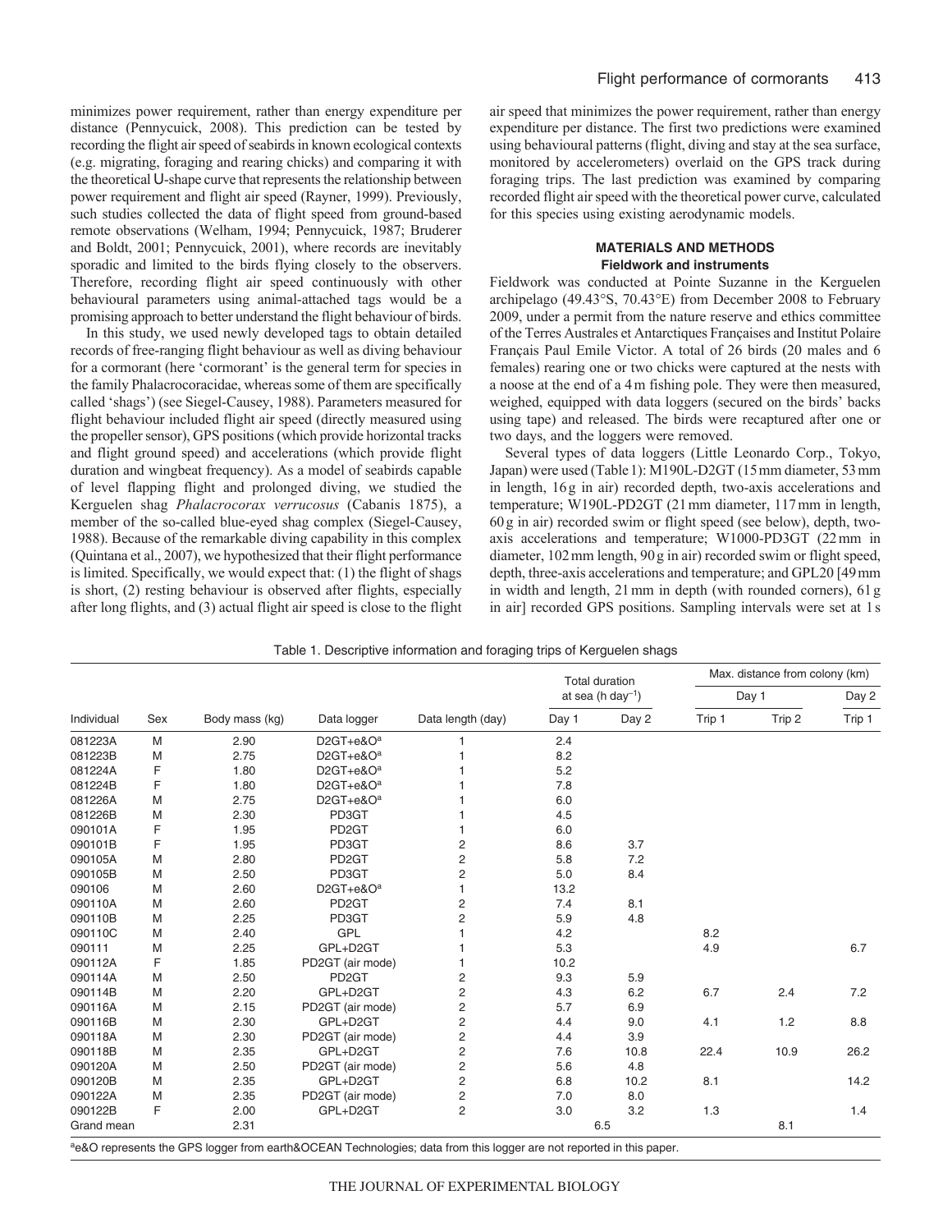minimizes power requirement, rather than energy expenditure per distance (Pennycuick, 2008). This prediction can be tested by recording the flight air speed of seabirds in known ecological contexts (e.g. migrating, foraging and rearing chicks) and comparing it with the theoretical U-shape curve that represents the relationship between power requirement and flight air speed (Rayner, 1999). Previously, such studies collected the data of flight speed from ground-based remote observations (Welham, 1994; Pennycuick, 1987; Bruderer and Boldt, 2001; Pennycuick, 2001), where records are inevitably sporadic and limited to the birds flying closely to the observers. Therefore, recording flight air speed continuously with other behavioural parameters using animal-attached tags would be a promising approach to better understand the flight behaviour of birds.

In this study, we used newly developed tags to obtain detailed records of free-ranging flight behaviour as well as diving behaviour for a cormorant (here 'cormorant' is the general term for species in the family Phalacrocoracidae, whereas some of them are specifically called 'shags') (see Siegel-Causey, 1988). Parameters measured for flight behaviour included flight air speed (directly measured using the propeller sensor), GPS positions (which provide horizontal tracks and flight ground speed) and accelerations (which provide flight duration and wingbeat frequency). As a model of seabirds capable of level flapping flight and prolonged diving, we studied the Kerguelen shag *Phalacrocorax verrucosus* (Cabanis 1875), a member of the so-called blue-eyed shag complex (Siegel-Causey, 1988). Because of the remarkable diving capability in this complex (Quintana et al., 2007), we hypothesized that their flight performance is limited. Specifically, we would expect that: (1) the flight of shags is short, (2) resting behaviour is observed after flights, especially after long flights, and (3) actual flight air speed is close to the flight air speed that minimizes the power requirement, rather than energy expenditure per distance. The first two predictions were examined using behavioural patterns (flight, diving and stay at the sea surface, monitored by accelerometers) overlaid on the GPS track during foraging trips. The last prediction was examined by comparing recorded flight air speed with the theoretical power curve, calculated for this species using existing aerodynamic models.

## MATERIALS AND METHODS

### Fieldwork and instruments

Fieldwork was conducted at Pointe Suzanne in the Kerguelen archipelago (49.43°S, 70.43°E) from December 2008 to February 2009, under a permit from the nature reserve and ethics committee of the Terres Australes et Antarctiques Françaises and Institut Polaire Français Paul Emile Victor. A total of 26 birds (20 males and 6 females) rearing one or two chicks were captured at the nests with a noose at the end of a 4 m fishing pole. They were then measured, weighed, equipped with data loggers (secured on the birds' backs using tape) and released. The birds were recaptured after one or two days, and the loggers were removed.

Several types of data loggers (Little Leonardo Corp., Tokyo, Japan) were used (Table 1): M190L-D2GT (15 mm diameter, 53 mm in length, 16 g in air) recorded depth, two-axis accelerations and temperature; W190L-PD2GT (21 mm diameter, 117 mm in length, 60 g in air) recorded swim or flight speed (see below), depth, two-axis accelerations and temperature; W1000-PD3GT (22 mm in diameter, 102 mm length, 90 g in air) recorded swim or flight speed, depth, three-axis accelerations and temperature; and GPL20 [49 mm in width and length, 21 mm in depth (with rounded corners), 61 g in air] recorded GPS positions. Sampling intervals were set at 1 s

Table 1. Descriptive information and foraging trips of Kerguelen shags

| Individual | Sex | Body mass (kg) | Data logger | Data length (day) | Total duration at sea (h day$^{-1}$) | | Max. distance from colony (km) | | |
|---|---|---|---|---|---|---|---|---|---|
| | | | | | Day 1 | Day 2 | Day 1 | | Day 2 |
| | | | | | | | Trip 1 | Trip 2 | Trip 1 |
| 081223A | M | 2.90 | D2GT+e&O[a] | 1 | 2.4 | | | | |
| 081223B | M | 2.75 | D2GT+e&O[a] | 1 | 8.2 | | | | |
| 081224A | F | 1.80 | D2GT+e&O[a] | 1 | 5.2 | | | | |
| 081224B | F | 1.80 | D2GT+e&O[a] | 1 | 7.8 | | | | |
| 081226A | M | 2.75 | D2GT+e&O[a] | 1 | 6.0 | | | | |
| 081226B | M | 2.30 | PD3GT | 1 | 4.5 | | | | |
| 090101A | F | 1.95 | PD2GT | 1 | 6.0 | | | | |
| 090101B | F | 1.95 | PD3GT | 2 | 8.6 | 3.7 | | | |
| 090105A | M | 2.80 | PD2GT | 2 | 5.8 | 7.2 | | | |
| 090105B | M | 2.50 | PD3GT | 2 | 5.0 | 8.4 | | | |
| 090106 | M | 2.60 | D2GT+e&O[a] | 1 | 13.2 | | | | |
| 090110A | M | 2.60 | PD2GT | 2 | 7.4 | 8.1 | | | |
| 090110B | M | 2.25 | PD3GT | 2 | 5.9 | 4.8 | | | |
| 090110C | M | 2.40 | GPL | 1 | 4.2 | | 8.2 | | |
| 090111 | M | 2.25 | GPL+D2GT | 1 | 5.3 | | 4.9 | | 6.7 |
| 090112A | F | 1.85 | PD2GT (air mode) | 1 | 10.2 | | | | |
| 090114A | M | 2.50 | PD2GT | 2 | 9.3 | 5.9 | | | |
| 090114B | M | 2.20 | GPL+D2GT | 2 | 4.3 | 6.2 | 6.7 | 2.4 | 7.2 |
| 090116A | M | 2.15 | PD2GT (air mode) | 2 | 5.7 | 6.9 | | | |
| 090116B | M | 2.30 | GPL+D2GT | 2 | 4.4 | 9.0 | 4.1 | 1.2 | 8.8 |
| 090118A | M | 2.30 | PD2GT (air mode) | 2 | 4.4 | 3.9 | | | |
| 090118B | M | 2.35 | GPL+D2GT | 2 | 7.6 | 10.8 | 22.4 | 10.9 | 26.2 |
| 090120A | M | 2.50 | PD2GT (air mode) | 2 | 5.6 | 4.8 | | | |
| 090120B | M | 2.35 | GPL+D2GT | 2 | 6.8 | 10.2 | 8.1 | | 14.2 |
| 090122A | M | 2.35 | PD2GT (air mode) | 2 | 7.0 | 8.0 | | | |
| 090122B | F | 2.00 | GPL+D2GT | 2 | 3.0 | 3.2 | 1.3 | | 1.4 |
| Grand mean | | 2.31 | | | 6.5 | | 8.1 | | |

[a]e&O represents the GPS logger from earth&OCEAN Technologies; data from this logger are not reported in this paper.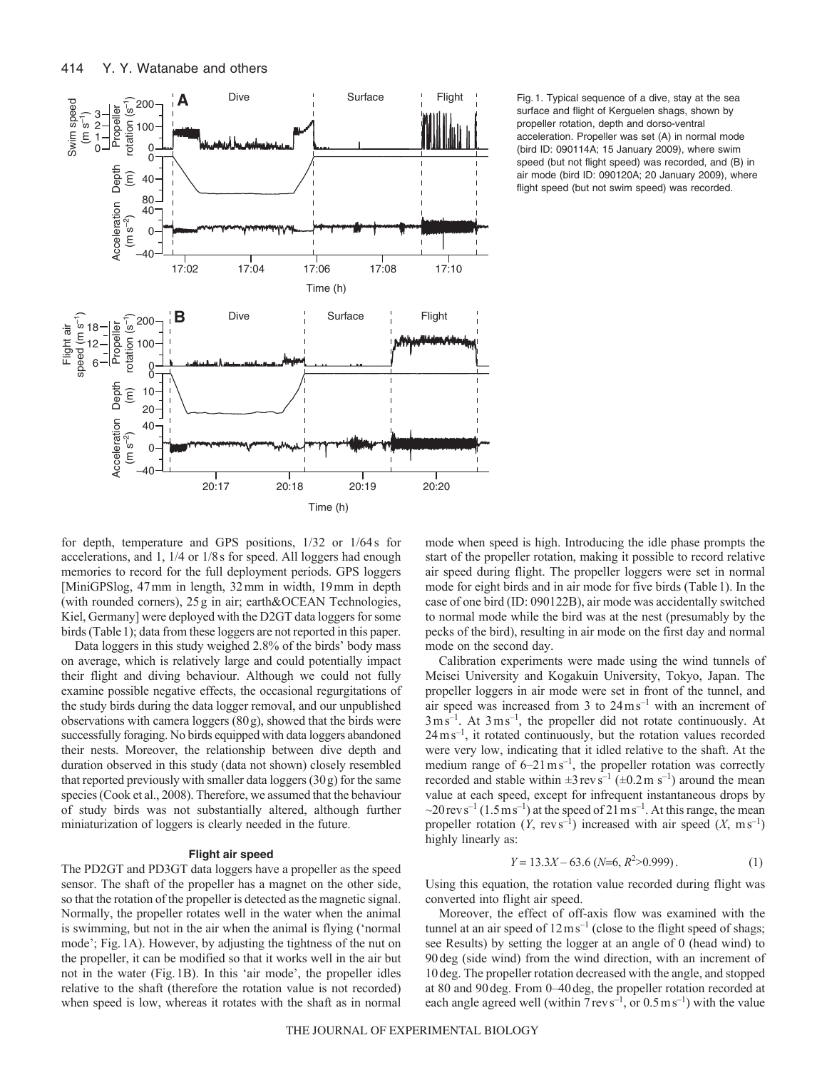Fig. 1. Typical sequence of a dive, stay at the sea surface and flight of Kerguelen shags, shown by propeller rotation, depth and dorso-ventral acceleration. Propeller was set (A) in normal mode (bird ID: 090114A; 15 January 2009), where swim speed (but not flight speed) was recorded, and (B) in air mode (bird ID: 090120A; 20 January 2009), where flight speed (but not swim speed) was recorded.

for depth, temperature and GPS positions, 1/32 or 1/64 s for accelerations, and 1, 1/4 or 1/8 s for speed. All loggers had enough memories to record for the full deployment periods. GPS loggers [MiniGPSlog, 47 mm in length, 32 mm in width, 19 mm in depth (with rounded corners), 25 g in air; earth&OCEAN Technologies, Kiel, Germany] were deployed with the D2GT data loggers for some birds (Table 1); data from these loggers are not reported in this paper.

Data loggers in this study weighed 2.8% of the birds' body mass on average, which is relatively large and could potentially impact their flight and diving behaviour. Although we could not fully examine possible negative effects, the occasional regurgitations of the study birds during the data logger removal, and our unpublished observations with camera loggers (80 g), showed that the birds were successfully foraging. No birds equipped with data loggers abandoned their nests. Moreover, the relationship between dive depth and duration observed in this study (data not shown) closely resembled that reported previously with smaller data loggers (30 g) for the same species (Cook et al., 2008). Therefore, we assumed that the behaviour of study birds was not substantially altered, although further miniaturization of loggers is clearly needed in the future.

### Flight air speed

The PD2GT and PD3GT data loggers have a propeller as the speed sensor. The shaft of the propeller has a magnet on the other side, so that the rotation of the propeller is detected as the magnetic signal. Normally, the propeller rotates well in the water when the animal is swimming, but not in the air when the animal is flying ('normal mode'; Fig. 1A). However, by adjusting the tightness of the nut on the propeller, it can be modified so that it works well in the air but not in the water (Fig. 1B). In this 'air mode', the propeller idles relative to the shaft (therefore the rotation value is not recorded) when speed is low, whereas it rotates with the shaft as in normal mode when speed is high. Introducing the idle phase prompts the start of the propeller rotation, making it possible to record relative air speed during flight. The propeller loggers were set in normal mode for eight birds and in air mode for five birds (Table 1). In the case of one bird (ID: 090122B), air mode was accidentally switched to normal mode while the bird was at the nest (presumably by the pecks of the bird), resulting in air mode on the first day and normal mode on the second day.

Calibration experiments were made using the wind tunnels of Meisei University and Kogakuin University, Tokyo, Japan. The propeller loggers in air mode were set in front of the tunnel, and air speed was increased from 3 to 24 m s$^{-1}$ with an increment of 3 m s$^{-1}$. At 3 m s$^{-1}$, the propeller did not rotate continuously. At 24 m s$^{-1}$, it rotated continuously, but the rotation values recorded were very low, indicating that it idled relative to the shaft. At the medium range of 6–21 m s$^{-1}$, the propeller rotation was correctly recorded and stable within ±3 rev s$^{-1}$ (±0.2 m s$^{-1}$) around the mean value at each speed, except for infrequent instantaneous drops by ~20 rev s$^{-1}$ (1.5 m s$^{-1}$) at the speed of 21 m s$^{-1}$. At this range, the mean propeller rotation ($Y$, rev s$^{-1}$) increased with air speed ($X$, m s$^{-1}$) highly linearly as:

$$Y = 13.3X - 63.6 \; (N=6, R^2>0.999)\,. \qquad (1)$$

Using this equation, the rotation value recorded during flight was converted into flight air speed.

Moreover, the effect of off-axis flow was examined with the tunnel at an air speed of 12 m s$^{-1}$ (close to the flight speed of shags; see Results) by setting the logger at an angle of 0 (head wind) to 90 deg (side wind) from the wind direction, with an increment of 10 deg. The propeller rotation decreased with the angle, and stopped at 80 and 90 deg. From 0–40 deg, the propeller rotation recorded at each angle agreed well (within 7 rev s$^{-1}$, or 0.5 m s$^{-1}$) with the value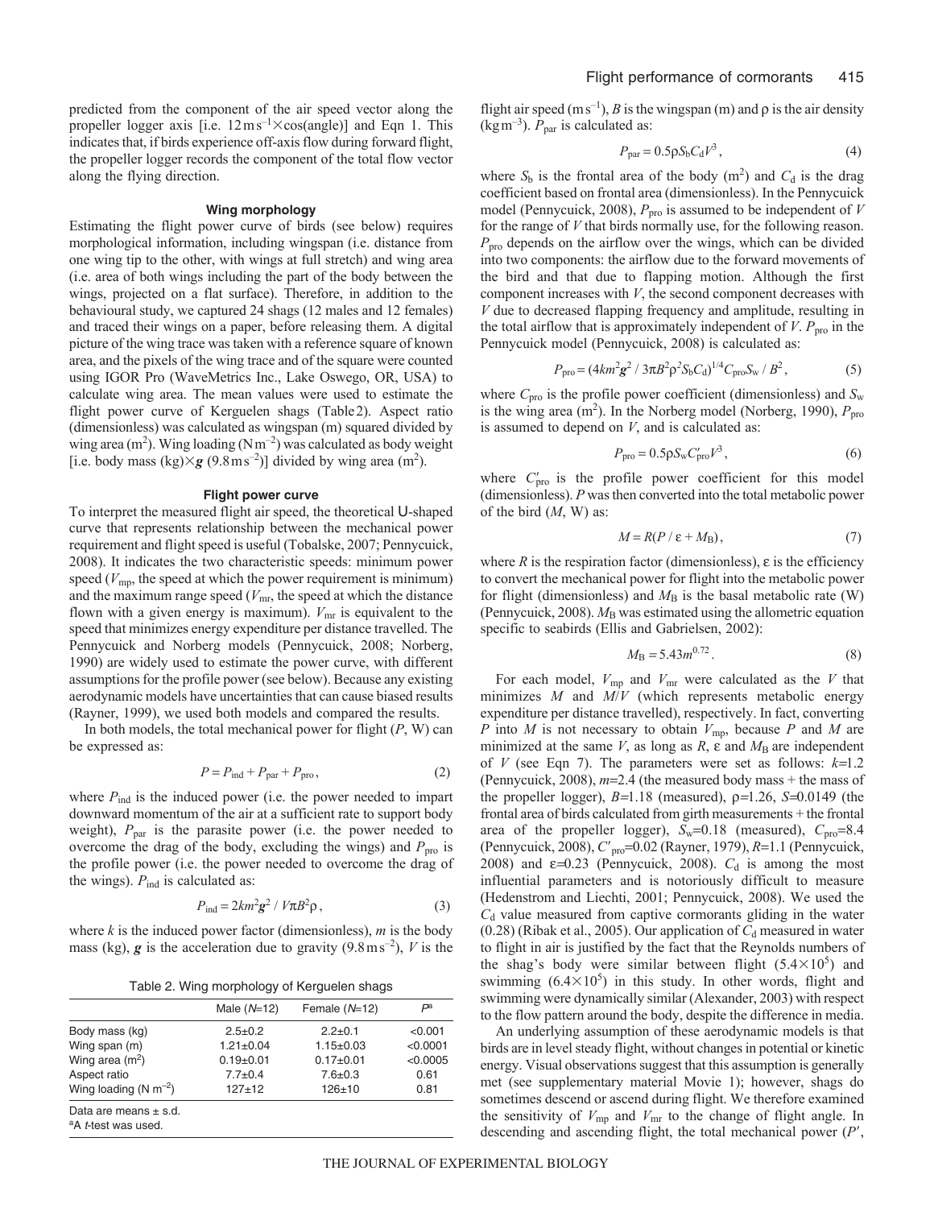predicted from the component of the air speed vector along the propeller logger axis [i.e. $12\,\mathrm{m\,s^{-1}} \times \cos(\text{angle})$] and Eqn 1. This indicates that, if birds experience off-axis flow during forward flight, the propeller logger records the component of the total flow vector along the flying direction.

### Wing morphology

Estimating the flight power curve of birds (see below) requires morphological information, including wingspan (i.e. distance from one wing tip to the other, with wings at full stretch) and wing area (i.e. area of both wings including the part of the body between the wings, projected on a flat surface). Therefore, in addition to the behavioural study, we captured 24 shags (12 males and 12 females) and traced their wings on a paper, before releasing them. A digital picture of the wing trace was taken with a reference square of known area, and the pixels of the wing trace and of the square were counted using IGOR Pro (WaveMetrics Inc., Lake Oswego, OR, USA) to calculate wing area. The mean values were used to estimate the flight power curve of Kerguelen shags (Table 2). Aspect ratio (dimensionless) was calculated as wingspan (m) squared divided by wing area ($\mathrm{m^2}$). Wing loading ($\mathrm{N\,m^{-2}}$) was calculated as body weight [i.e. body mass (kg)$\times \boldsymbol{g}$ ($9.8\,\mathrm{m\,s^{-2}}$)] divided by wing area ($\mathrm{m^2}$).

### Flight power curve

To interpret the measured flight air speed, the theoretical U-shaped curve that represents relationship between the mechanical power requirement and flight speed is useful (Tobalske, 2007; Pennycuick, 2008). It indicates the two characteristic speeds: minimum power speed ($V_{\mathrm{mp}}$, the speed at which the power requirement is minimum) and the maximum range speed ($V_{\mathrm{mr}}$, the speed at which the distance flown with a given energy is maximum). $V_{\mathrm{mr}}$ is equivalent to the speed that minimizes energy expenditure per distance travelled. The Pennycuick and Norberg models (Pennycuick, 2008; Norberg, 1990) are widely used to estimate the power curve, with different assumptions for the profile power (see below). Because any existing aerodynamic models have uncertainties that can cause biased results (Rayner, 1999), we used both models and compared the results.

In both models, the total mechanical power for flight ($P$, W) can be expressed as:

$$P = P_{\mathrm{ind}} + P_{\mathrm{par}} + P_{\mathrm{pro}}, \tag{2}$$

where $P_{\mathrm{ind}}$ is the induced power (i.e. the power needed to impart downward momentum of the air at a sufficient rate to support body weight), $P_{\mathrm{par}}$ is the parasite power (i.e. the power needed to overcome the drag of the body, excluding the wings) and $P_{\mathrm{pro}}$ is the profile power (i.e. the power needed to overcome the drag of the wings). $P_{\mathrm{ind}}$ is calculated as:

$$P_{\mathrm{ind}} = 2km^2\boldsymbol{g}^2 \,/\, V\pi B^2\rho, \tag{3}$$

where $k$ is the induced power factor (dimensionless), $m$ is the body mass (kg), $\boldsymbol{g}$ is the acceleration due to gravity ($9.8\,\mathrm{m\,s^{-2}}$), $V$ is the flight air speed ($\mathrm{m\,s^{-1}}$), $B$ is the wingspan (m) and $\rho$ is the air density ($\mathrm{kg\,m^{-3}}$). $P_{\mathrm{par}}$ is calculated as:

$$P_{\mathrm{par}} = 0.5\rho S_{\mathrm{b}} C_{\mathrm{d}} V^3, \tag{4}$$

where $S_{\mathrm{b}}$ is the frontal area of the body ($\mathrm{m^2}$) and $C_{\mathrm{d}}$ is the drag coefficient based on frontal area (dimensionless). In the Pennycuick model (Pennycuick, 2008), $P_{\mathrm{pro}}$ is assumed to be independent of $V$ for the range of $V$ that birds normally use, for the following reason. $P_{\mathrm{pro}}$ depends on the airflow over the wings, which can be divided into two components: the airflow due to the forward movements of the bird and that due to flapping motion. Although the first component increases with $V$, the second component decreases with $V$ due to decreased flapping frequency and amplitude, resulting in the total airflow that is approximately independent of $V$. $P_{\mathrm{pro}}$ in the Pennycuick model (Pennycuick, 2008) is calculated as:

$$P_{\mathrm{pro}} = (4km^2\boldsymbol{g}^2 \,/\, 3\pi B^2\rho^2 S_{\mathrm{b}} C_{\mathrm{d}})^{1/4} C_{\mathrm{pro}} S_{\mathrm{w}} \,/\, B^2, \tag{5}$$

where $C_{\mathrm{pro}}$ is the profile power coefficient (dimensionless) and $S_{\mathrm{w}}$ is the wing area ($\mathrm{m^2}$). In the Norberg model (Norberg, 1990), $P_{\mathrm{pro}}$ is assumed to depend on $V$, and is calculated as:

$$P_{\mathrm{pro}} = 0.5\rho S_{\mathrm{w}} C'_{\mathrm{pro}} V^3, \tag{6}$$

where $C'_{\mathrm{pro}}$ is the profile power coefficient for this model (dimensionless). $P$ was then converted into the total metabolic power of the bird ($M$, W) as:

$$M = R(P \,/\, \varepsilon + M_{\mathrm{B}}), \tag{7}$$

where $R$ is the respiration factor (dimensionless), $\varepsilon$ is the efficiency to convert the mechanical power for flight into the metabolic power for flight (dimensionless) and $M_{\mathrm{B}}$ is the basal metabolic rate (W) (Pennycuick, 2008). $M_{\mathrm{B}}$ was estimated using the allometric equation specific to seabirds (Ellis and Gabrielsen, 2002):

$$M_{\mathrm{B}} = 5.43m^{0.72}. \tag{8}$$

For each model, $V_{\mathrm{mp}}$ and $V_{\mathrm{mr}}$ were calculated as the $V$ that minimizes $M$ and $M/V$ (which represents metabolic energy expenditure per distance travelled), respectively. In fact, converting $P$ into $M$ is not necessary to obtain $V_{\mathrm{mp}}$, because $P$ and $M$ are minimized at the same $V$, as long as $R$, $\varepsilon$ and $M_{\mathrm{B}}$ are independent of $V$ (see Eqn 7). The parameters were set as follows: $k$=1.2 (Pennycuick, 2008), $m$=2.4 (the measured body mass + the mass of the propeller logger), $B$=1.18 (measured), $\rho$=1.26, $S$=0.0149 (the frontal area of birds calculated from girth measurements + the frontal area of the propeller logger), $S_{\mathrm{w}}$=0.18 (measured), $C_{\mathrm{pro}}$=8.4 (Pennycuick, 2008), $C'_{\mathrm{pro}}$=0.02 (Rayner, 1979), $R$=1.1 (Pennycuick, 2008) and $\varepsilon$=0.23 (Pennycuick, 2008). $C_{\mathrm{d}}$ is among the most influential parameters and is notoriously difficult to measure (Hedenstrom and Liechti, 2001; Pennycuick, 2008). We used the $C_{\mathrm{d}}$ value measured from captive cormorants gliding in the water (0.28) (Ribak et al., 2005). Our application of $C_{\mathrm{d}}$ measured in water to flight in air is justified by the fact that the Reynolds numbers of the shag's body were similar between flight ($5.4\times10^5$) and swimming ($6.4\times10^5$) in this study. In other words, flight and swimming were dynamically similar (Alexander, 2003) with respect to the flow pattern around the body, despite the difference in media.

An underlying assumption of these aerodynamic models is that birds are in level steady flight, without changes in potential or kinetic energy. Visual observations suggest that this assumption is generally met (see supplementary material Movie 1); however, shags do sometimes descend or ascend during flight. We therefore examined the sensitivity of $V_{\mathrm{mp}}$ and $V_{\mathrm{mr}}$ to the change of flight angle. In descending and ascending flight, the total mechanical power ($P'$,

Table 2. Wing morphology of Kerguelen shags

| | Male ($N$=12) | Female ($N$=12) | $P$[a] |
|---|---|---|---|
| Body mass (kg) | 2.5±0.2 | 2.2±0.1 | <0.001 |
| Wing span (m) | 1.21±0.04 | 1.15±0.03 | <0.0001 |
| Wing area ($\mathrm{m^2}$) | 0.19±0.01 | 0.17±0.01 | <0.0005 |
| Aspect ratio | 7.7±0.4 | 7.6±0.3 | 0.61 |
| Wing loading ($\mathrm{N\,m^{-2}}$) | 127±12 | 126±10 | 0.81 |

Data are means ± s.d.
[a]A $t$-test was used.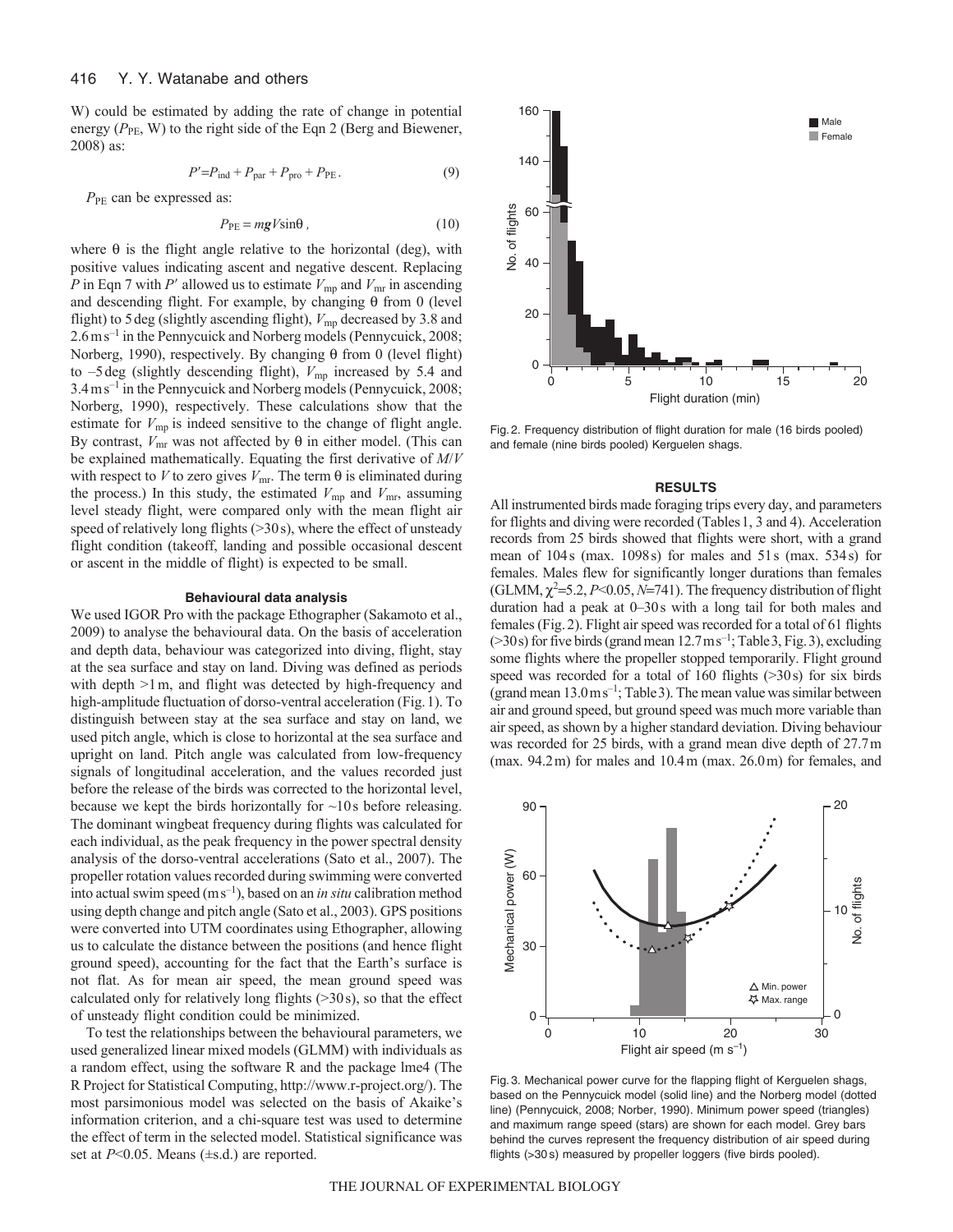W) could be estimated by adding the rate of change in potential energy ($P_{PE}$, W) to the right side of the Eqn 2 (Berg and Biewener, 2008) as:

$$P' = P_{ind} + P_{par} + P_{pro} + P_{PE}. \quad (9)$$

$P_{PE}$ can be expressed as:

$$P_{PE} = m\mathbf{g}V\sin\theta, \quad (10)$$

where $\theta$ is the flight angle relative to the horizontal (deg), with positive values indicating ascent and negative descent. Replacing $P$ in Eqn 7 with $P'$ allowed us to estimate $V_{mp}$ and $V_{mr}$ in ascending and descending flight. For example, by changing $\theta$ from 0 (level flight) to 5 deg (slightly ascending flight), $V_{mp}$ decreased by 3.8 and 2.6 m s$^{-1}$ in the Pennycuick and Norberg models (Pennycuick, 2008; Norberg, 1990), respectively. By changing $\theta$ from 0 (level flight) to –5 deg (slightly descending flight), $V_{mp}$ increased by 5.4 and 3.4 m s$^{-1}$ in the Pennycuick and Norberg models (Pennycuick, 2008; Norberg, 1990), respectively. These calculations show that the estimate for $V_{mp}$ is indeed sensitive to the change of flight angle. By contrast, $V_{mr}$ was not affected by $\theta$ in either model. (This can be explained mathematically. Equating the first derivative of $M/V$ with respect to $V$ to zero gives $V_{mr}$. The term $\theta$ is eliminated during the process.) In this study, the estimated $V_{mp}$ and $V_{mr}$, assuming level steady flight, were compared only with the mean flight air speed of relatively long flights (>30 s), where the effect of unsteady flight condition (takeoff, landing and possible occasional descent or ascent in the middle of flight) is expected to be small.

### Behavioural data analysis

We used IGOR Pro with the package Ethographer (Sakamoto et al., 2009) to analyse the behavioural data. On the basis of acceleration and depth data, behaviour was categorized into diving, flight, stay at the sea surface and stay on land. Diving was defined as periods with depth >1 m, and flight was detected by high-frequency and high-amplitude fluctuation of dorso-ventral acceleration (Fig. 1). To distinguish between stay at the sea surface and stay on land, we used pitch angle, which is close to horizontal at the sea surface and upright on land. Pitch angle was calculated from low-frequency signals of longitudinal acceleration, and the values recorded just before the release of the birds was corrected to the horizontal level, because we kept the birds horizontally for ~10 s before releasing. The dominant wingbeat frequency during flights was calculated for each individual, as the peak frequency in the power spectral density analysis of the dorso-ventral accelerations (Sato et al., 2007). The propeller rotation values recorded during swimming were converted into actual swim speed (m s$^{-1}$), based on an *in situ* calibration method using depth change and pitch angle (Sato et al., 2003). GPS positions were converted into UTM coordinates using Ethographer, allowing us to calculate the distance between the positions (and hence flight ground speed), accounting for the fact that the Earth's surface is not flat. As for mean air speed, the mean ground speed was calculated only for relatively long flights (>30 s), so that the effect of unsteady flight condition could be minimized.

To test the relationships between the behavioural parameters, we used generalized linear mixed models (GLMM) with individuals as a random effect, using the software R and the package lme4 (The R Project for Statistical Computing, http://www.r-project.org/). The most parsimonious model was selected on the basis of Akaike's information criterion, and a chi-square test was used to determine the effect of term in the selected model. Statistical significance was set at $P<0.05$. Means (±s.d.) are reported.

Fig. 2. Frequency distribution of flight duration for male (16 birds pooled) and female (nine birds pooled) Kerguelen shags.

## RESULTS

All instrumented birds made foraging trips every day, and parameters for flights and diving were recorded (Tables 1, 3 and 4). Acceleration records from 25 birds showed that flights were short, with a grand mean of 104 s (max. 1098 s) for males and 51 s (max. 534 s) for females. Males flew for significantly longer durations than females (GLMM, $\chi^2=5.2$, $P<0.05$, $N=741$). The frequency distribution of flight duration had a peak at 0–30 s with a long tail for both males and females (Fig. 2). Flight air speed was recorded for a total of 61 flights (>30 s) for five birds (grand mean 12.7 m s$^{-1}$; Table 3, Fig. 3), excluding some flights where the propeller stopped temporarily. Flight ground speed was recorded for a total of 160 flights (>30 s) for six birds (grand mean 13.0 m s$^{-1}$; Table 3). The mean value was similar between air and ground speed, but ground speed was much more variable than air speed, as shown by a higher standard deviation. Diving behaviour was recorded for 25 birds, with a grand mean dive depth of 27.7 m (max. 94.2 m) for males and 10.4 m (max. 26.0 m) for females, and

Fig. 3. Mechanical power curve for the flapping flight of Kerguelen shags, based on the Pennycuick model (solid line) and the Norberg model (dotted line) (Pennycuick, 2008; Norber, 1990). Minimum power speed (triangles) and maximum range speed (stars) are shown for each model. Grey bars behind the curves represent the frequency distribution of air speed during flights (>30 s) measured by propeller loggers (five birds pooled).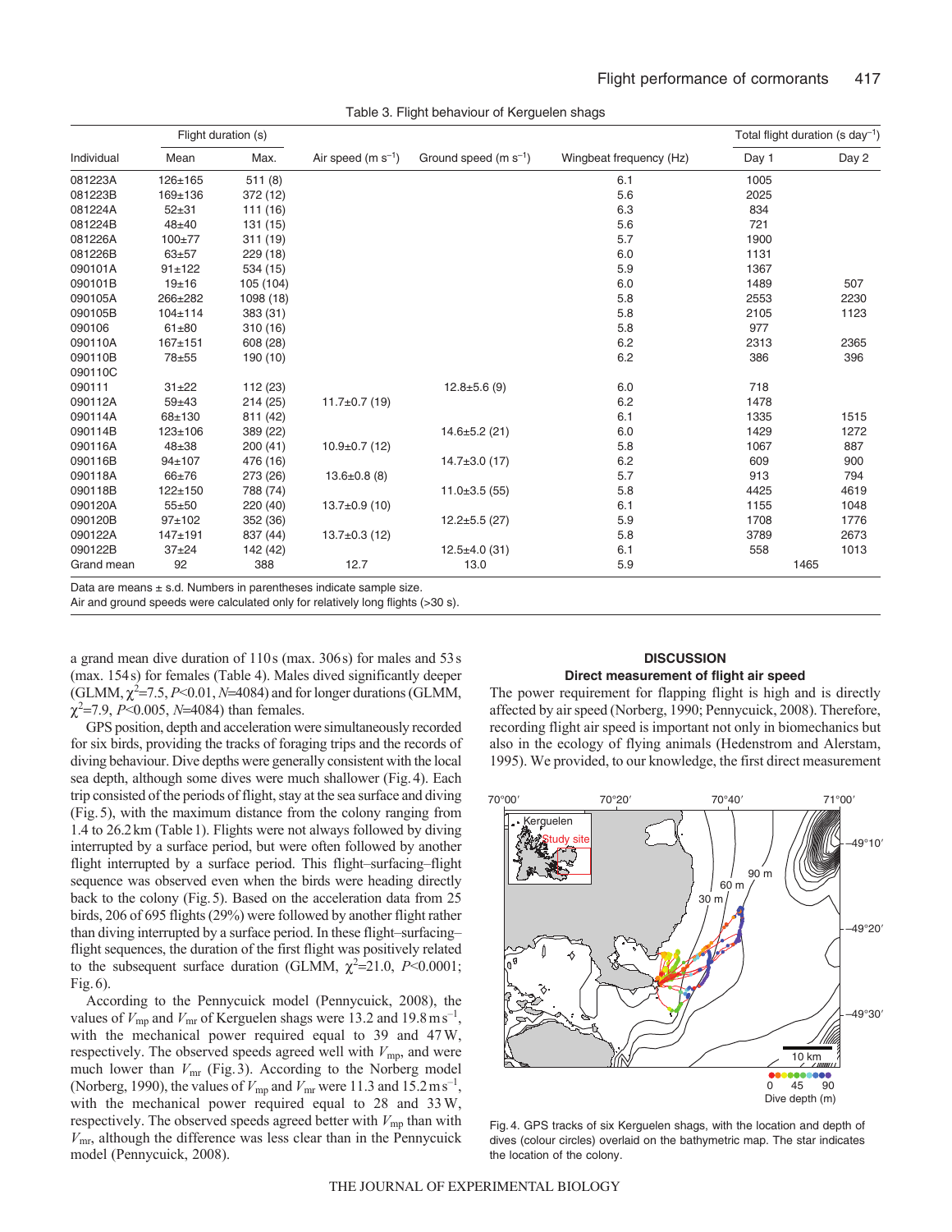Table 3. Flight behaviour of Kerguelen shags

| Individual | Flight duration (s) | | Air speed (m s$^{-1}$) | Ground speed (m s$^{-1}$) | Wingbeat frequency (Hz) | Total flight duration (s day$^{-1}$) | |
|---|---|---|---|---|---|---|---|
| | Mean | Max. | | | | Day 1 | Day 2 |
| 081223A | 126±165 | 511 (8) | | | 6.1 | 1005 | |
| 081223B | 169±136 | 372 (12) | | | 5.6 | 2025 | |
| 081224A | 52±31 | 111 (16) | | | 6.3 | 834 | |
| 081224B | 48±40 | 131 (15) | | | 5.6 | 721 | |
| 081226A | 100±77 | 311 (19) | | | 5.7 | 1900 | |
| 081226B | 63±57 | 229 (18) | | | 6.0 | 1131 | |
| 090101A | 91±122 | 534 (15) | | | 5.9 | 1367 | |
| 090101B | 19±16 | 105 (104) | | | 6.0 | 1489 | 507 |
| 090105A | 266±282 | 1098 (18) | | | 5.8 | 2553 | 2230 |
| 090105B | 104±114 | 383 (31) | | | 5.8 | 2105 | 1123 |
| 090106 | 61±80 | 310 (16) | | | 5.8 | 977 | |
| 090110A | 167±151 | 608 (28) | | | 6.2 | 2313 | 2365 |
| 090110B | 78±55 | 190 (10) | | | 6.2 | 386 | 396 |
| 090110C | | | | | | | |
| 090111 | 31±22 | 112 (23) | | 12.8±5.6 (9) | 6.0 | 718 | |
| 090112A | 59±43 | 214 (25) | 11.7±0.7 (19) | | 6.2 | 1478 | |
| 090114A | 68±130 | 811 (42) | | | 6.1 | 1335 | 1515 |
| 090114B | 123±106 | 389 (22) | | 14.6±5.2 (21) | 6.0 | 1429 | 1272 |
| 090116A | 48±38 | 200 (41) | 10.9±0.7 (12) | | 5.8 | 1067 | 887 |
| 090116B | 94±107 | 476 (16) | | 14.7±3.0 (17) | 6.2 | 609 | 900 |
| 090118A | 66±76 | 273 (26) | 13.6±0.8 (8) | | 5.7 | 913 | 794 |
| 090118B | 122±150 | 788 (74) | | 11.0±3.5 (55) | 5.8 | 4425 | 4619 |
| 090120A | 55±50 | 220 (40) | 13.7±0.9 (10) | | 6.1 | 1155 | 1048 |
| 090120B | 97±102 | 352 (36) | | 12.2±5.5 (27) | 5.9 | 1708 | 1776 |
| 090122A | 147±191 | 837 (44) | 13.7±0.3 (12) | | 5.8 | 3789 | 2673 |
| 090122B | 37±24 | 142 (42) | | 12.5±4.0 (31) | 6.1 | 558 | 1013 |
| Grand mean | 92 | 388 | 12.7 | 13.0 | 5.9 | 1465 | |

Data are means ± s.d. Numbers in parentheses indicate sample size.
Air and ground speeds were calculated only for relatively long flights (>30 s).

a grand mean dive duration of 110 s (max. 306 s) for males and 53 s (max. 154 s) for females (Table 4). Males dived significantly deeper (GLMM, $\chi^2$=7.5, $P$<0.01, $N$=4084) and for longer durations (GLMM, $\chi^2$=7.9, $P$<0.005, $N$=4084) than females.

GPS position, depth and acceleration were simultaneously recorded for six birds, providing the tracks of foraging trips and the records of diving behaviour. Dive depths were generally consistent with the local sea depth, although some dives were much shallower (Fig. 4). Each trip consisted of the periods of flight, stay at the sea surface and diving (Fig. 5), with the maximum distance from the colony ranging from 1.4 to 26.2 km (Table 1). Flights were not always followed by diving interrupted by a surface period, but were often followed by another flight interrupted by a surface period. This flight–surfacing–flight sequence was observed even when the birds were heading directly back to the colony (Fig. 5). Based on the acceleration data from 25 birds, 206 of 695 flights (29%) were followed by another flight rather than diving interrupted by a surface period. In these flight–surfacing–flight sequences, the duration of the first flight was positively related to the subsequent surface duration (GLMM, $\chi^2$=21.0, $P$<0.0001; Fig. 6).

According to the Pennycuick model (Pennycuick, 2008), the values of $V_{mp}$ and $V_{mr}$ of Kerguelen shags were 13.2 and 19.8 m s$^{-1}$, with the mechanical power required equal to 39 and 47 W, respectively. The observed speeds agreed well with $V_{mp}$, and were much lower than $V_{mr}$ (Fig. 3). According to the Norberg model (Norberg, 1990), the values of $V_{mp}$ and $V_{mr}$ were 11.3 and 15.2 m s$^{-1}$, with the mechanical power required equal to 28 and 33 W, respectively. The observed speeds agreed better with $V_{mp}$ than with $V_{mr}$, although the difference was less clear than in the Pennycuick model (Pennycuick, 2008).

## DISCUSSION

### Direct measurement of flight air speed

The power requirement for flapping flight is high and is directly affected by air speed (Norberg, 1990; Pennycuick, 2008). Therefore, recording flight air speed is important not only in biomechanics but also in the ecology of flying animals (Hedenstrom and Alerstam, 1995). We provided, to our knowledge, the first direct measurement

Fig. 4. GPS tracks of six Kerguelen shags, with the location and depth of dives (colour circles) overlaid on the bathymetric map. The star indicates the location of the colony.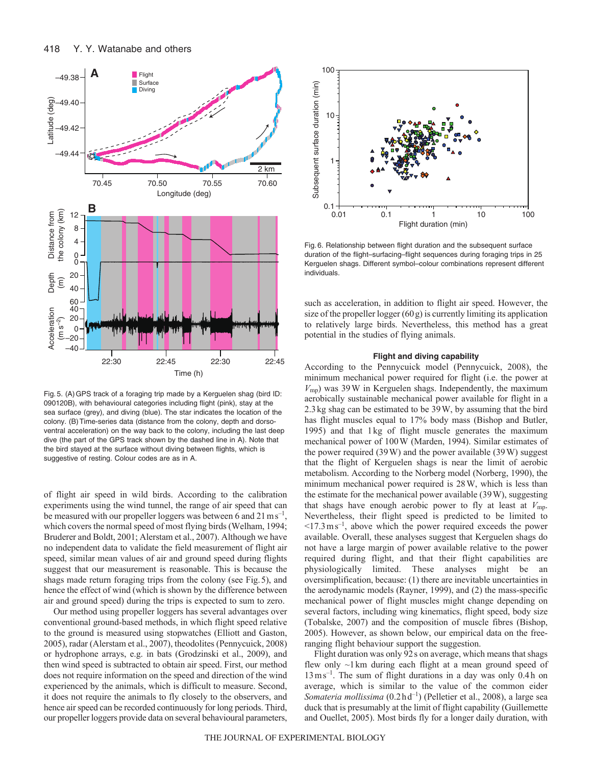Fig. 5. (A) GPS track of a foraging trip made by a Kerguelen shag (bird ID: 090120B), with behavioural categories including flight (pink), stay at the sea surface (grey), and diving (blue). The star indicates the location of the colony. (B) Time-series data (distance from the colony, depth and dorso-ventral acceleration) on the way back to the colony, including the last deep dive (the part of the GPS track shown by the dashed line in A). Note that the bird stayed at the surface without diving between flights, which is suggestive of resting. Colour codes are as in A.

Fig. 6. Relationship between flight duration and the subsequent surface duration of the flight–surfacing–flight sequences during foraging trips in 25 Kerguelen shags. Different symbol–colour combinations represent different individuals.

of flight air speed in wild birds. According to the calibration experiments using the wind tunnel, the range of air speed that can be measured with our propeller loggers was between 6 and 21 $m\,s^{-1}$, which covers the normal speed of most flying birds (Welham, 1994; Bruderer and Boldt, 2001; Alerstam et al., 2007). Although we have no independent data to validate the field measurement of flight air speed, similar mean values of air and ground speed during flights suggest that our measurement is reasonable. This is because the shags made return foraging trips from the colony (see Fig. 5), and hence the effect of wind (which is shown by the difference between air and ground speed) during the trips is expected to sum to zero.

Our method using propeller loggers has several advantages over conventional ground-based methods, in which flight speed relative to the ground is measured using stopwatches (Elliott and Gaston, 2005), radar (Alerstam et al., 2007), theodolites (Pennycuick, 2008) or hydrophone arrays, e.g. in bats (Grodzinski et al., 2009), and then wind speed is subtracted to obtain air speed. First, our method does not require information on the speed and direction of the wind experienced by the animals, which is difficult to measure. Second, it does not require the animals to fly closely to the observers, and hence air speed can be recorded continuously for long periods. Third, our propeller loggers provide data on several behavioural parameters, such as acceleration, in addition to flight air speed. However, the size of the propeller logger (60 g) is currently limiting its application to relatively large birds. Nevertheless, this method has a great potential in the studies of flying animals.

### Flight and diving capability

According to the Pennycuick model (Pennycuick, 2008), the minimum mechanical power required for flight (i.e. the power at $V_{mp}$) was 39 W in Kerguelen shags. Independently, the maximum aerobically sustainable mechanical power available for flight in a 2.3 kg shag can be estimated to be 39 W, by assuming that the bird has flight muscles equal to 17% body mass (Bishop and Butler, 1995) and that 1 kg of flight muscle generates the maximum mechanical power of 100 W (Marden, 1994). Similar estimates of the power required (39 W) and the power available (39 W) suggest that the flight of Kerguelen shags is near the limit of aerobic metabolism. According to the Norberg model (Norberg, 1990), the minimum mechanical power required is 28 W, which is less than the estimate for the mechanical power available (39 W), suggesting that shags have enough aerobic power to fly at least at $V_{mp}$. Nevertheless, their flight speed is predicted to be limited to $<17.3\,m\,s^{-1}$, above which the power required exceeds the power available. Overall, these analyses suggest that Kerguelen shags do not have a large margin of power available relative to the power required during flight, and that their flight capabilities are physiologically limited. These analyses might be an oversimplification, because: (1) there are inevitable uncertainties in the aerodynamic models (Rayner, 1999), and (2) the mass-specific mechanical power of flight muscles might change depending on several factors, including wing kinematics, flight speed, body size (Tobalske, 2007) and the composition of muscle fibres (Bishop, 2005). However, as shown below, our empirical data on the free-ranging flight behaviour support the suggestion.

Flight duration was only 92 s on average, which means that shags flew only ~1 km during each flight at a mean ground speed of 13 $m\,s^{-1}$. The sum of flight durations in a day was only 0.4 h on average, which is similar to the value of the common eider *Somateria mollissima* (0.2 $h\,d^{-1}$) (Pelletier et al., 2008), a large sea duck that is presumably at the limit of flight capability (Guillemette and Ouellet, 2005). Most birds fly for a longer daily duration, with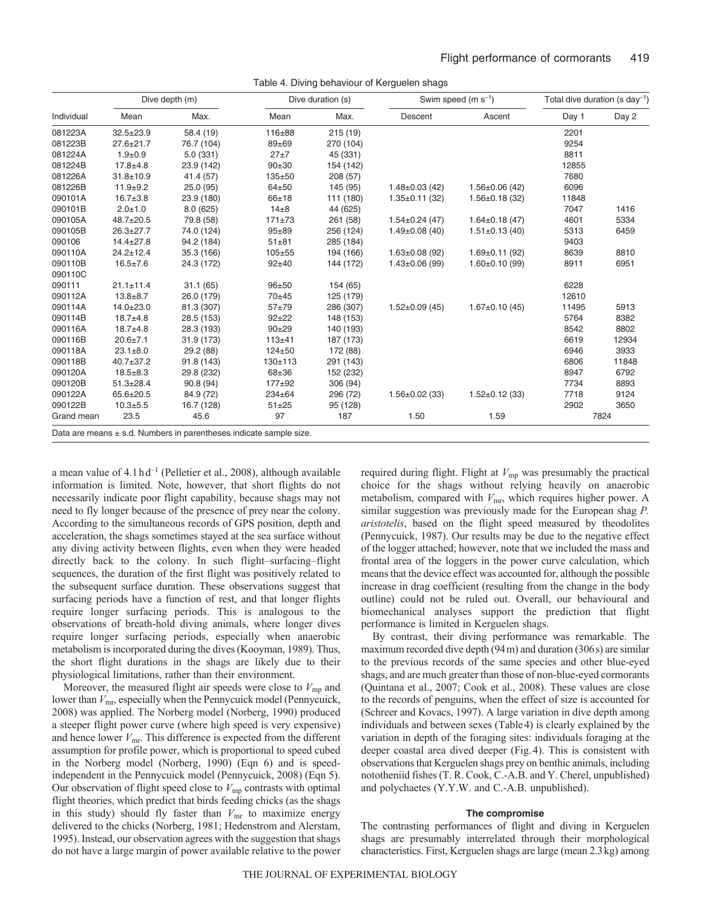Table 4. Diving behaviour of Kerguelen shags

| Individual | Dive depth (m) | | Dive duration (s) | | Swim speed (m s$^{-1}$) | | Total dive duration (s day$^{-1}$) | |
|---|---|---|---|---|---|---|---|---|
| | Mean | Max. | Mean | Max. | Descent | Ascent | Day 1 | Day 2 |
| 081223A | 32.5±23.9 | 58.4 (19) | 116±88 | 215 (19) | | | 2201 | |
| 081223B | 27.6±21.7 | 76.7 (104) | 89±69 | 270 (104) | | | 9254 | |
| 081224A | 1.9±0.9 | 5.0 (331) | 27±7 | 45 (331) | | | 8811 | |
| 081224B | 17.8±4.8 | 23.9 (142) | 90±30 | 154 (142) | | | 12855 | |
| 081226A | 31.8±10.9 | 41.4 (57) | 135±50 | 208 (57) | | | 7680 | |
| 081226B | 11.9±9.2 | 25.0 (95) | 64±50 | 145 (95) | 1.48±0.03 (42) | 1.56±0.06 (42) | 6096 | |
| 090101A | 16.7±3.8 | 23.9 (180) | 66±18 | 111 (180) | 1.35±0.11 (32) | 1.56±0.18 (32) | 11848 | |
| 090101B | 2.0±1.0 | 8.0 (625) | 14±8 | 44 (625) | | | 7047 | 1416 |
| 090105A | 48.7±20.5 | 79.8 (58) | 171±73 | 261 (58) | 1.54±0.24 (47) | 1.64±0.18 (47) | 4601 | 5334 |
| 090105B | 26.3±27.7 | 74.0 (124) | 95±89 | 256 (124) | 1.49±0.08 (40) | 1.51±0.13 (40) | 5313 | 6459 |
| 090106 | 14.4±27.8 | 94.2 (184) | 51±81 | 285 (184) | | | 9403 | |
| 090110A | 24.2±12.4 | 35.3 (166) | 105±55 | 194 (166) | 1.63±0.08 (92) | 1.69±0.11 (92) | 8639 | 8810 |
| 090110B | 16.5±7.6 | 24.3 (172) | 92±40 | 144 (172) | 1.43±0.06 (99) | 1.60±0.10 (99) | 8911 | 6951 |
| 090110C | | | | | | | | |
| 090111 | 21.1±11.4 | 31.1 (65) | 96±50 | 154 (65) | | | 6228 | |
| 090112A | 13.8±8.7 | 26.0 (179) | 70±45 | 125 (179) | | | 12610 | |
| 090114A | 14.0±23.0 | 81.3 (307) | 57±79 | 286 (307) | 1.52±0.09 (45) | 1.67±0.10 (45) | 11495 | 5913 |
| 090114B | 18.7±4.8 | 28.5 (153) | 92±22 | 148 (153) | | | 5764 | 8382 |
| 090116A | 18.7±4.8 | 28.3 (193) | 90±29 | 140 (193) | | | 8542 | 8802 |
| 090116B | 20.6±7.1 | 31.9 (173) | 113±41 | 187 (173) | | | 6619 | 12934 |
| 090118A | 23.1±8.0 | 29.2 (88) | 124±50 | 172 (88) | | | 6946 | 3933 |
| 090118B | 40.7±37.2 | 91.8 (143) | 130±113 | 291 (143) | | | 6806 | 11848 |
| 090120A | 18.5±8.3 | 29.8 (232) | 68±36 | 152 (232) | | | 8947 | 6792 |
| 090120B | 51.3±28.4 | 90.8 (94) | 177±92 | 306 (94) | | | 7734 | 8893 |
| 090122A | 65.6±20.5 | 84.9 (72) | 234±64 | 296 (72) | 1.56±0.02 (33) | 1.52±0.12 (33) | 7718 | 9124 |
| 090122B | 10.3±5.5 | 16.7 (128) | 51±25 | 95 (128) | | | 2902 | 3650 |
| Grand mean | 23.5 | 45.6 | 97 | 187 | 1.50 | 1.59 | 7824 | |

Data are means ± s.d. Numbers in parentheses indicate sample size.

a mean value of 4.1 h d$^{-1}$ (Pelletier et al., 2008), although available information is limited. Note, however, that short flights do not necessarily indicate poor flight capability, because shags may not need to fly longer because of the presence of prey near the colony. According to the simultaneous records of GPS position, depth and acceleration, the shags sometimes stayed at the sea surface without any diving activity between flights, even when they were headed directly back to the colony. In such flight–surfacing–flight sequences, the duration of the first flight was positively related to the subsequent surface duration. These observations suggest that surfacing periods have a function of rest, and that longer flights require longer surfacing periods. This is analogous to the observations of breath-hold diving animals, where longer dives require longer surfacing periods, especially when anaerobic metabolism is incorporated during the dives (Kooyman, 1989). Thus, the short flight durations in the shags are likely due to their physiological limitations, rather than their environment.

Moreover, the measured flight air speeds were close to $V_{mp}$ and lower than $V_{mr}$, especially when the Pennycuick model (Pennycuick, 2008) was applied. The Norberg model (Norberg, 1990) produced a steeper flight power curve (where high speed is very expensive) and hence lower $V_{mr}$. This difference is expected from the different assumption for profile power, which is proportional to speed cubed in the Norberg model (Norberg, 1990) (Eqn 6) and is speed-independent in the Pennycuick model (Pennycuick, 2008) (Eqn 5). Our observation of flight speed close to $V_{mp}$ contrasts with optimal flight theories, which predict that birds feeding chicks (as the shags in this study) should fly faster than $V_{mr}$ to maximize energy delivered to the chicks (Norberg, 1981; Hedenstrom and Alerstam, 1995). Instead, our observation agrees with the suggestion that shags do not have a large margin of power available relative to the power required during flight. Flight at $V_{mp}$ was presumably the practical choice for the shags without relying heavily on anaerobic metabolism, compared with $V_{mr}$, which requires higher power. A similar suggestion was previously made for the European shag *P. aristotelis*, based on the flight speed measured by theodolites (Pennycuick, 1987). Our results may be due to the negative effect of the logger attached; however, note that we included the mass and frontal area of the loggers in the power curve calculation, which means that the device effect was accounted for, although the possible increase in drag coefficient (resulting from the change in the body outline) could not be ruled out. Overall, our behavioural and biomechanical analyses support the prediction that flight performance is limited in Kerguelen shags.

By contrast, their diving performance was remarkable. The maximum recorded dive depth (94 m) and duration (306 s) are similar to the previous records of the same species and other blue-eyed shags, and are much greater than those of non-blue-eyed cormorants (Quintana et al., 2007; Cook et al., 2008). These values are close to the records of penguins, when the effect of size is accounted for (Schreer and Kovacs, 1997). A large variation in dive depth among individuals and between sexes (Table 4) is clearly explained by the variation in depth of the foraging sites: individuals foraging at the deeper coastal area dived deeper (Fig. 4). This is consistent with observations that Kerguelen shags prey on benthic animals, including nototheniid fishes (T. R. Cook, C.-A.B. and Y. Cherel, unpublished) and polychaetes (Y.Y.W. and C.-A.B. unpublished).

### The compromise

The contrasting performances of flight and diving in Kerguelen shags are presumably interrelated through their morphological characteristics. First, Kerguelen shags are large (mean 2.3 kg) among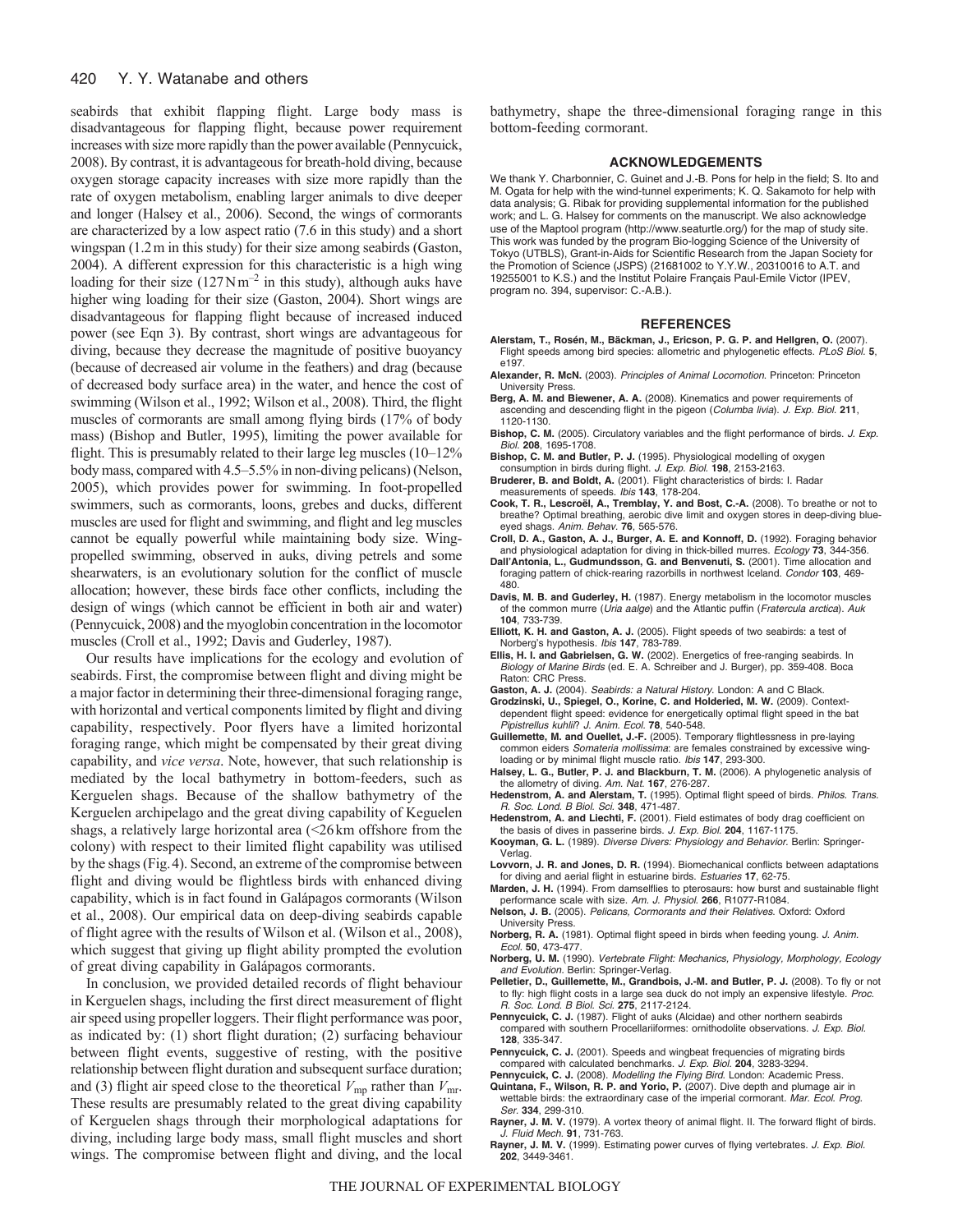seabirds that exhibit flapping flight. Large body mass is disadvantageous for flapping flight, because power requirement increases with size more rapidly than the power available (Pennycuick, 2008). By contrast, it is advantageous for breath-hold diving, because oxygen storage capacity increases with size more rapidly than the rate of oxygen metabolism, enabling larger animals to dive deeper and longer (Halsey et al., 2006). Second, the wings of cormorants are characterized by a low aspect ratio (7.6 in this study) and a short wingspan (1.2 m in this study) for their size among seabirds (Gaston, 2004). A different expression for this characteristic is a high wing loading for their size ($127\,\mathrm{N\,m^{-2}}$ in this study), although auks have higher wing loading for their size (Gaston, 2004). Short wings are disadvantageous for flapping flight because of increased induced power (see Eqn 3). By contrast, short wings are advantageous for diving, because they decrease the magnitude of positive buoyancy (because of decreased air volume in the feathers) and drag (because of decreased body surface area) in the water, and hence the cost of swimming (Wilson et al., 1992; Wilson et al., 2008). Third, the flight muscles of cormorants are small among flying birds (17% of body mass) (Bishop and Butler, 1995), limiting the power available for flight. This is presumably related to their large leg muscles (10–12% body mass, compared with 4.5–5.5% in non-diving pelicans) (Nelson, 2005), which provides power for swimming. In foot-propelled swimmers, such as cormorants, loons, grebes and ducks, different muscles are used for flight and swimming, and flight and leg muscles cannot be equally powerful while maintaining body size. Wing-propelled swimming, observed in auks, diving petrels and some shearwaters, is an evolutionary solution for the conflict of muscle allocation; however, these birds face other conflicts, including the design of wings (which cannot be efficient in both air and water) (Pennycuick, 2008) and the myoglobin concentration in the locomotor muscles (Croll et al., 1992; Davis and Guderley, 1987).

Our results have implications for the ecology and evolution of seabirds. First, the compromise between flight and diving might be a major factor in determining their three-dimensional foraging range, with horizontal and vertical components limited by flight and diving capability, respectively. Poor flyers have a limited horizontal foraging range, which might be compensated by their great diving capability, and *vice versa*. Note, however, that such relationship is mediated by the local bathymetry in bottom-feeders, such as Kerguelen shags. Because of the shallow bathymetry of the Kerguelen archipelago and the great diving capability of Keguelen shags, a relatively large horizontal area (<26 km offshore from the colony) with respect to their limited flight capability was utilised by the shags (Fig. 4). Second, an extreme of the compromise between flight and diving would be flightless birds with enhanced diving capability, which is in fact found in Galápagos cormorants (Wilson et al., 2008). Our empirical data on deep-diving seabirds capable of flight agree with the results of Wilson et al. (Wilson et al., 2008), which suggest that giving up flight ability prompted the evolution of great diving capability in Galápagos cormorants.

In conclusion, we provided detailed records of flight behaviour in Kerguelen shags, including the first direct measurement of flight air speed using propeller loggers. Their flight performance was poor, as indicated by: (1) short flight duration; (2) surfacing behaviour between flight events, suggestive of resting, with the positive relationship between flight duration and subsequent surface duration; and (3) flight air speed close to the theoretical $V_{mp}$ rather than $V_{mr}$. These results are presumably related to the great diving capability of Kerguelen shags through their morphological adaptations for diving, including large body mass, small flight muscles and short wings. The compromise between flight and diving, and the local bathymetry, shape the three-dimensional foraging range in this bottom-feeding cormorant.

## ACKNOWLEDGEMENTS

We thank Y. Charbonnier, C. Guinet and J.-B. Pons for help in the field; S. Ito and M. Ogata for help with the wind-tunnel experiments; K. Q. Sakamoto for help with data analysis; G. Ribak for providing supplemental information for the published work; and L. G. Halsey for comments on the manuscript. We also acknowledge use of the Maptool program (http://www.seaturtle.org/) for the map of study site. This work was funded by the program Bio-logging Science of the University of Tokyo (UTBLS), Grant-in-Aids for Scientific Research from the Japan Society for the Promotion of Science (JSPS) (21681002 to Y.Y.W., 20310016 to A.T. and 19255001 to K.S.) and the Institut Polaire Français Paul-Emile Victor (IPEV, program no. 394, supervisor: C.-A.B.).

## REFERENCES

**Alerstam, T., Rosén, M., Bäckman, J., Ericson, P. G. P. and Hellgren, O.** (2007). Flight speeds among bird species: allometric and phylogenetic effects. *PLoS Biol.* **5**, e197.

**Alexander, R. McN.** (2003). *Principles of Animal Locomotion.* Princeton: Princeton University Press.

**Berg, A. M. and Biewener, A. A.** (2008). Kinematics and power requirements of ascending and descending flight in the pigeon (*Columba livia*). *J. Exp. Biol.* **211**, 1120-1130.

**Bishop, C. M.** (2005). Circulatory variables and the flight performance of birds. *J. Exp. Biol.* **208**, 1695-1708.

**Bishop, C. M. and Butler, P. J.** (1995). Physiological modelling of oxygen consumption in birds during flight. *J. Exp. Biol.* **198**, 2153-2163.

**Bruderer, B. and Boldt, A.** (2001). Flight characteristics of birds: I. Radar measurements of speeds. *Ibis* **143**, 178-204.

**Cook, T. R., Lescroël, A., Tremblay, Y. and Bost, C.-A.** (2008). To breathe or not to breathe? Optimal breathing, aerobic dive limit and oxygen stores in deep-diving blue-eyed shags. *Anim. Behav.* **76**, 565-576.

**Croll, D. A., Gaston, A. J., Burger, A. E. and Konnoff, D.** (1992). Foraging behavior and physiological adaptation for diving in thick-billed murres. *Ecology* **73**, 344-356.

**Dall'Antonia, L., Gudmundsson, G. and Benvenuti, S.** (2001). Time allocation and foraging pattern of chick-rearing razorbills in northwest Iceland. *Condor* **103**, 469-480.

**Davis, M. B. and Guderley, H.** (1987). Energy metabolism in the locomotor muscles of the common murre (*Uria aalge*) and the Atlantic puffin (*Fratercula arctica*). *Auk* **104**, 733-739.

**Elliott, K. H. and Gaston, A. J.** (2005). Flight speeds of two seabirds: a test of Norberg's hypothesis. *Ibis* **147**, 783-789.

**Ellis, H. I. and Gabrielsen, G. W.** (2002). Energetics of free-ranging seabirds. In *Biology of Marine Birds* (ed. E. A. Schreiber and J. Burger), pp. 359-408. Boca Raton: CRC Press.

**Gaston, A. J.** (2004). *Seabirds: a Natural History.* London: A and C Black.

**Grodzinski, U., Spiegel, O., Korine, C. and Holderied, M. W.** (2009). Context-dependent flight speed: evidence for energetically optimal flight speed in the bat *Pipistrellus kuhlii*? *J. Anim. Ecol.* **78**, 540-548.

**Guillemette, M. and Ouellet, J.-F.** (2005). Temporary flightlessness in pre-laying common eiders *Somateria mollissima*: are females constrained by excessive wing-loading or by minimal flight muscle ratio. *Ibis* **147**, 293-300.

**Halsey, L. G., Butler, P. J. and Blackburn, T. M.** (2006). A phylogenetic analysis of the allometry of diving. *Am. Nat.* **167**, 276-287.

**Hedenstrom, A. and Alerstam, T.** (1995). Optimal flight speed of birds. *Philos. Trans. R. Soc. Lond. B Biol. Sci.* **348**, 471-487.

**Hedenstrom, A. and Liechti, F.** (2001). Field estimates of body drag coefficient on the basis of dives in passerine birds. *J. Exp. Biol.* **204**, 1167-1175.

**Kooyman, G. L.** (1989). *Diverse Divers: Physiology and Behavior.* Berlin: Springer-Verlag.

**Lovvorn, J. R. and Jones, D. R.** (1994). Biomechanical conflicts between adaptations for diving and aerial flight in estuarine birds. *Estuaries* **17**, 62-75.

**Marden, J. H.** (1994). From damselflies to pterosaurs: how burst and sustainable flight performance scale with size. *Am. J. Physiol.* **266**, R1077-R1084.

**Nelson, J. B.** (2005). *Pelicans, Cormorants and their Relatives.* Oxford: Oxford University Press.

**Norberg, R. A.** (1981). Optimal flight speed in birds when feeding young. *J. Anim. Ecol.* **50**, 473-477.

**Norberg, U. M.** (1990). *Vertebrate Flight: Mechanics, Physiology, Morphology, Ecology and Evolution.* Berlin: Springer-Verlag.

**Pelletier, D., Guillemette, M., Grandbois, J.-M. and Butler, P. J.** (2008). To fly or not to fly: high flight costs in a large sea duck do not imply an expensive lifestyle. *Proc. R. Soc. Lond. B Biol. Sci.* **275**, 2117-2124.

**Pennycuick, C. J.** (1987). Flight of auks (Alcidae) and other northern seabirds compared with southern Procellariiformes: ornithodolite observations. *J. Exp. Biol.* **128**, 335-347.

**Pennycuick, C. J.** (2001). Speeds and wingbeat frequencies of migrating birds compared with calculated benchmarks. *J. Exp. Biol.* **204**, 3283-3294.

**Pennycuick, C. J.** (2008). *Modelling the Flying Bird.* London: Academic Press.

**Quintana, F., Wilson, R. P. and Yorio, P.** (2007). Dive depth and plumage air in wettable birds: the extraordinary case of the imperial cormorant. *Mar. Ecol. Prog. Ser.* **334**, 299-310.

**Rayner, J. M. V.** (1979). A vortex theory of animal flight. II. The forward flight of birds. *J. Fluid Mech.* **91**, 731-763.

**Rayner, J. M. V.** (1999). Estimating power curves of flying vertebrates. *J. Exp. Biol.* **202**, 3449-3461.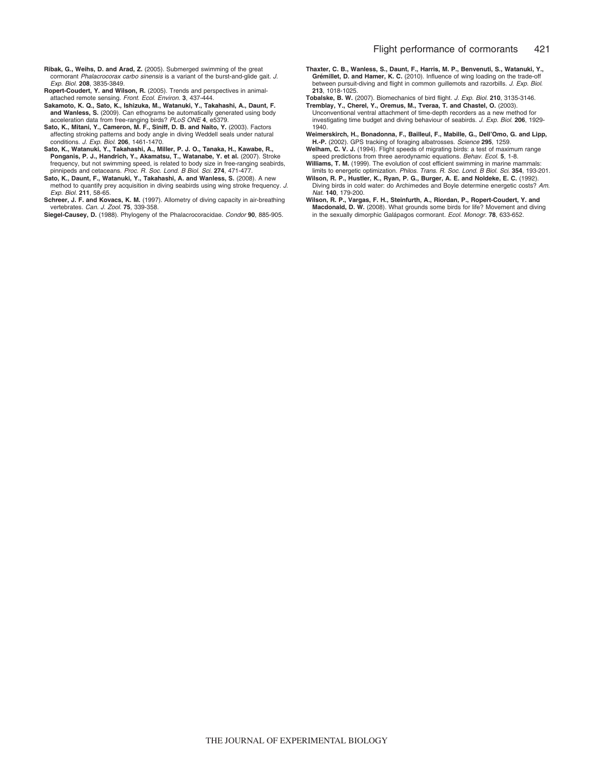**Ribak, G., Weihs, D. and Arad, Z.** (2005). Submerged swimming of the great cormorant *Phalacrocorax carbo sinensis* is a variant of the burst-and-glide gait. *J. Exp. Biol.* **208**, 3835-3849.

**Ropert-Coudert, Y. and Wilson, R.** (2005). Trends and perspectives in animal-attached remote sensing. *Front. Ecol. Environ.* **3**, 437-444.

**Sakamoto, K. Q., Sato, K., Ishizuka, M., Watanuki, Y., Takahashi, A., Daunt, F. and Wanless, S.** (2009). Can ethograms be automatically generated using body acceleration data from free-ranging birds? *PLoS ONE* **4**, e5379.

**Sato, K., Mitani, Y., Cameron, M. F., Siniff, D. B. and Naito, Y.** (2003). Factors affecting stroking patterns and body angle in diving Weddell seals under natural conditions. *J. Exp. Biol.* **206**, 1461-1470.

**Sato, K., Watanuki, Y., Takahashi, A., Miller, P. J. O., Tanaka, H., Kawabe, R., Ponganis, P. J., Handrich, Y., Akamatsu, T., Watanabe, Y. et al.** (2007). Stroke frequency, but not swimming speed, is related to body size in free-ranging seabirds, pinnipeds and cetaceans. *Proc. R. Soc. Lond. B Biol. Sci.* **274**, 471-477.

**Sato, K., Daunt, F., Watanuki, Y., Takahashi, A. and Wanless, S.** (2008). A new method to quantify prey acquisition in diving seabirds using wing stroke frequency. *J. Exp. Biol.* **211**, 58-65.

**Schreer, J. F. and Kovacs, K. M.** (1997). Allometry of diving capacity in air-breathing vertebrates. *Can. J. Zool.* **75**, 339-358.

**Siegel-Causey, D.** (1988). Phylogeny of the Phalacrocoracidae. *Condor* **90**, 885-905.

**Thaxter, C. B., Wanless, S., Daunt, F., Harris, M. P., Benvenuti, S., Watanuki, Y., Grémillet, D. and Hamer, K. C.** (2010). Influence of wing loading on the trade-off between pursuit-diving and flight in common guillemots and razorbills. *J. Exp. Biol.* **213**, 1018-1025.

**Tobalske, B. W.** (2007). Biomechanics of bird flight. *J. Exp. Biol.* **210**, 3135-3146.

**Tremblay, Y., Cherel, Y., Oremus, M., Tveraa, T. and Chastel, O.** (2003). Unconventional ventral attachment of time-depth recorders as a new method for investigating time budget and diving behaviour of seabirds. *J. Exp. Biol.* **206**, 1929-1940.

**Weimerskirch, H., Bonadonna, F., Bailleul, F., Mabille, G., Dell'Omo, G. and Lipp, H.-P.** (2002). GPS tracking of foraging albatrosses. *Science* **295**, 1259.

**Welham, C. V. J.** (1994). Flight speeds of migrating birds: a test of maximum range speed predictions from three aerodynamic equations. *Behav. Ecol.* **5**, 1-8.

**Williams, T. M.** (1999). The evolution of cost efficient swimming in marine mammals: limits to energetic optimization. *Philos. Trans. R. Soc. Lond. B Biol. Sci.* **354**, 193-201.

**Wilson, R. P., Hustler, K., Ryan, P. G., Burger, A. E. and Noldeke, E. C.** (1992). Diving birds in cold water: do Archimedes and Boyle determine energetic costs? *Am. Nat.* **140**, 179-200.

**Wilson, R. P., Vargas, F. H., Steinfurth, A., Riordan, P., Ropert-Coudert, Y. and Macdonald, D. W.** (2008). What grounds some birds for life? Movement and diving in the sexually dimorphic Galápagos cormorant. *Ecol. Monogr.* **78**, 633-652.